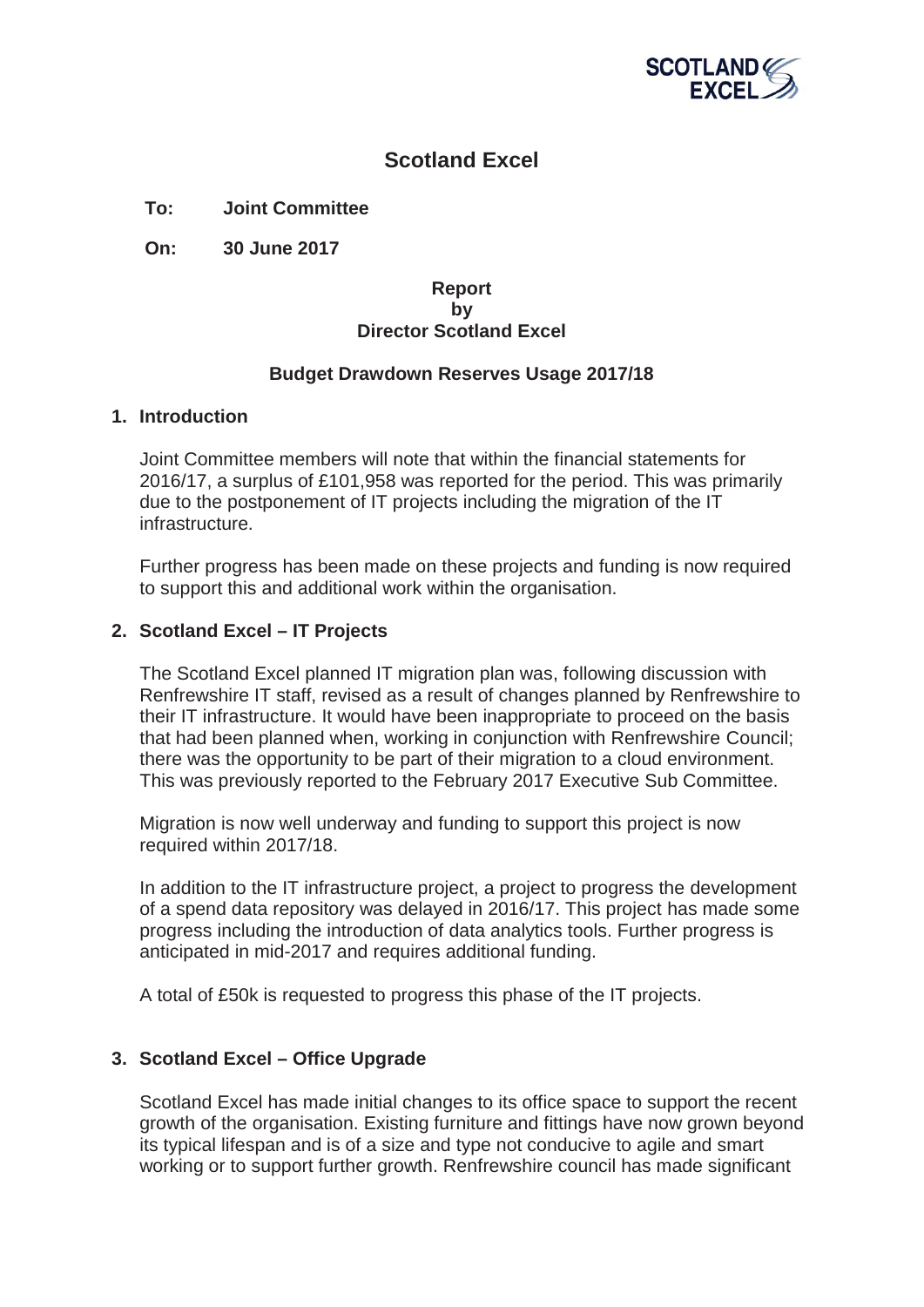# Scotland Excel

**To: Joint Committee**

**On: 30 June 2017**

**Report**
**by**
**Director Scotland Excel**

**Budget Drawdown Reserves Usage 2017/18**

## 1. Introduction

Joint Committee members will note that within the financial statements for 2016/17, a surplus of £101,958 was reported for the period. This was primarily due to the postponement of IT projects including the migration of the IT infrastructure.

Further progress has been made on these projects and funding is now required to support this and additional work within the organisation.

## 2. Scotland Excel – IT Projects

The Scotland Excel planned IT migration plan was, following discussion with Renfrewshire IT staff, revised as a result of changes planned by Renfrewshire to their IT infrastructure. It would have been inappropriate to proceed on the basis that had been planned when, working in conjunction with Renfrewshire Council; there was the opportunity to be part of their migration to a cloud environment. This was previously reported to the February 2017 Executive Sub Committee.

Migration is now well underway and funding to support this project is now required within 2017/18.

In addition to the IT infrastructure project, a project to progress the development of a spend data repository was delayed in 2016/17. This project has made some progress including the introduction of data analytics tools. Further progress is anticipated in mid-2017 and requires additional funding.

A total of £50k is requested to progress this phase of the IT projects.

## 3. Scotland Excel – Office Upgrade

Scotland Excel has made initial changes to its office space to support the recent growth of the organisation. Existing furniture and fittings have now grown beyond its typical lifespan and is of a size and type not conducive to agile and smart working or to support further growth. Renfrewshire council has made significant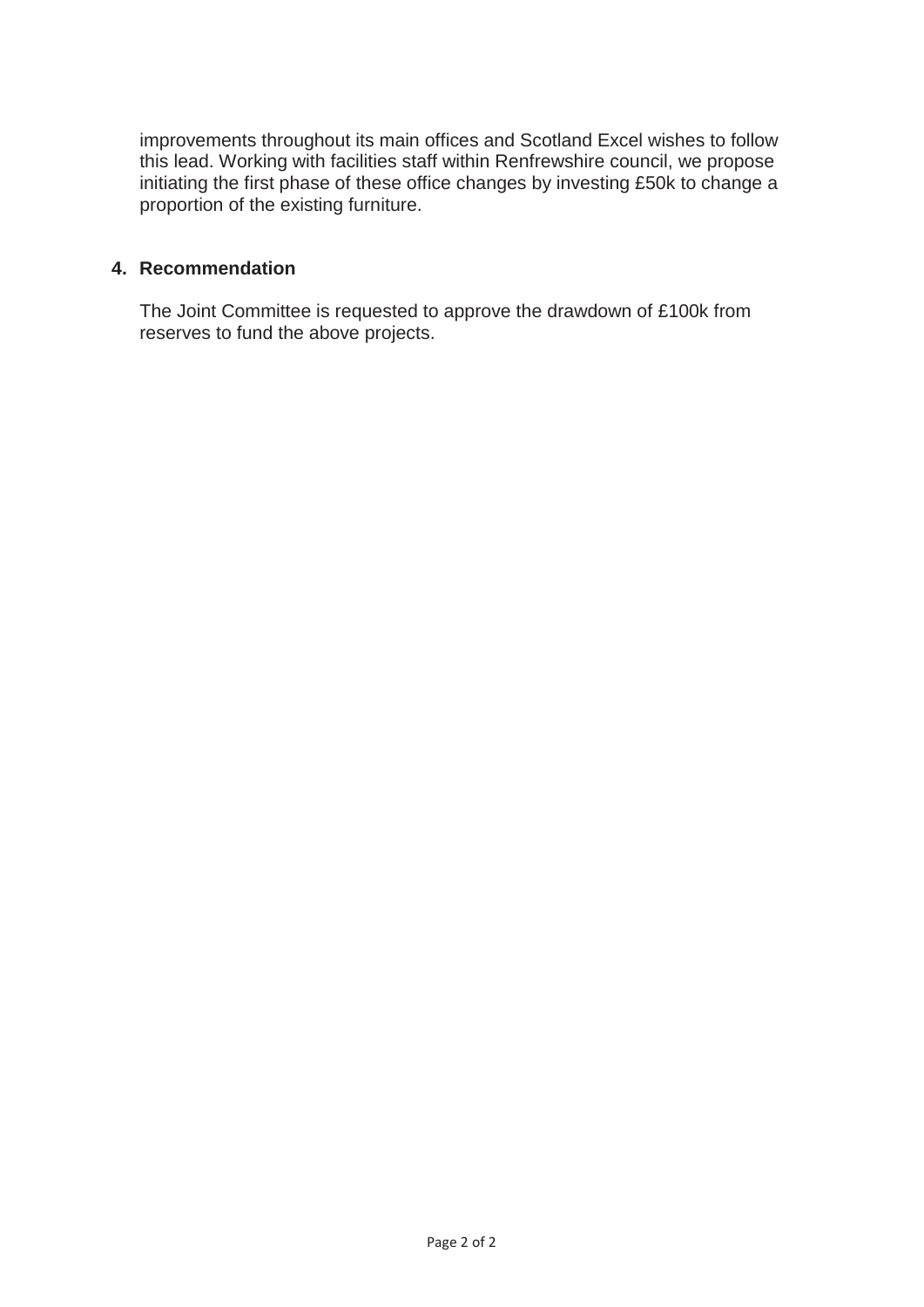improvements throughout its main offices and Scotland Excel wishes to follow this lead. Working with facilities staff within Renfrewshire council, we propose initiating the first phase of these office changes by investing £50k to change a proportion of the existing furniture.

## 4. Recommendation

The Joint Committee is requested to approve the drawdown of £100k from reserves to fund the above projects.